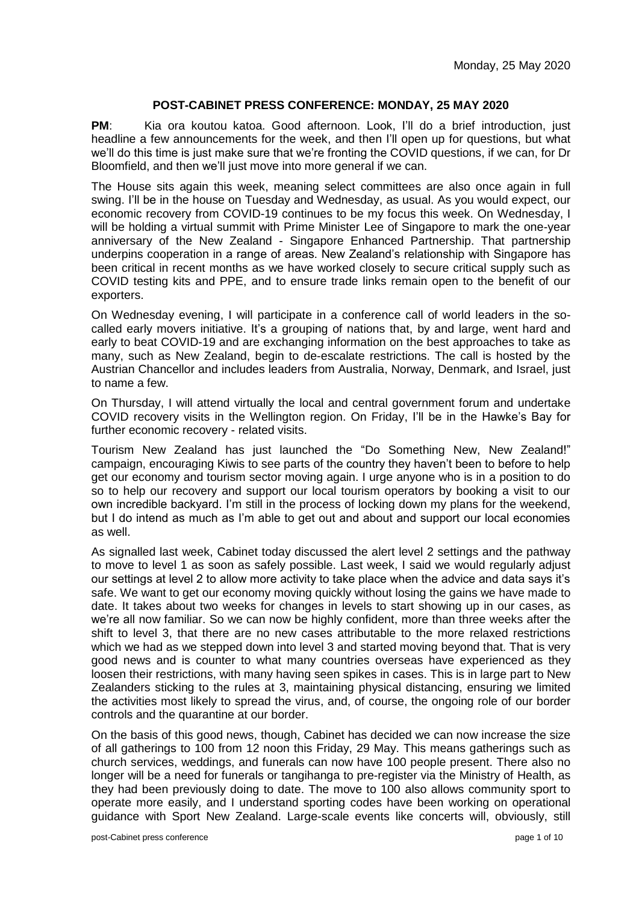Monday, 25 May 2020

# POST-CABINET PRESS CONFERENCE: MONDAY, 25 MAY 2020

**PM**: Kia ora koutou katoa. Good afternoon. Look, I'll do a brief introduction, just headline a few announcements for the week, and then I'll open up for questions, but what we'll do this time is just make sure that we're fronting the COVID questions, if we can, for Dr Bloomfield, and then we'll just move into more general if we can.

The House sits again this week, meaning select committees are also once again in full swing. I'll be in the house on Tuesday and Wednesday, as usual. As you would expect, our economic recovery from COVID-19 continues to be my focus this week. On Wednesday, I will be holding a virtual summit with Prime Minister Lee of Singapore to mark the one-year anniversary of the New Zealand - Singapore Enhanced Partnership. That partnership underpins cooperation in a range of areas. New Zealand's relationship with Singapore has been critical in recent months as we have worked closely to secure critical supply such as COVID testing kits and PPE, and to ensure trade links remain open to the benefit of our exporters.

On Wednesday evening, I will participate in a conference call of world leaders in the so-called early movers initiative. It's a grouping of nations that, by and large, went hard and early to beat COVID-19 and are exchanging information on the best approaches to take as many, such as New Zealand, begin to de-escalate restrictions. The call is hosted by the Austrian Chancellor and includes leaders from Australia, Norway, Denmark, and Israel, just to name a few.

On Thursday, I will attend virtually the local and central government forum and undertake COVID recovery visits in the Wellington region. On Friday, I'll be in the Hawke's Bay for further economic recovery - related visits.

Tourism New Zealand has just launched the "Do Something New, New Zealand!" campaign, encouraging Kiwis to see parts of the country they haven't been to before to help get our economy and tourism sector moving again. I urge anyone who is in a position to do so to help our recovery and support our local tourism operators by booking a visit to our own incredible backyard. I'm still in the process of locking down my plans for the weekend, but I do intend as much as I'm able to get out and about and support our local economies as well.

As signalled last week, Cabinet today discussed the alert level 2 settings and the pathway to move to level 1 as soon as safely possible. Last week, I said we would regularly adjust our settings at level 2 to allow more activity to take place when the advice and data says it's safe. We want to get our economy moving quickly without losing the gains we have made to date. It takes about two weeks for changes in levels to start showing up in our cases, as we're all now familiar. So we can now be highly confident, more than three weeks after the shift to level 3, that there are no new cases attributable to the more relaxed restrictions which we had as we stepped down into level 3 and started moving beyond that. That is very good news and is counter to what many countries overseas have experienced as they loosen their restrictions, with many having seen spikes in cases. This is in large part to New Zealanders sticking to the rules at 3, maintaining physical distancing, ensuring we limited the activities most likely to spread the virus, and, of course, the ongoing role of our border controls and the quarantine at our border.

On the basis of this good news, though, Cabinet has decided we can now increase the size of all gatherings to 100 from 12 noon this Friday, 29 May. This means gatherings such as church services, weddings, and funerals can now have 100 people present. There also no longer will be a need for funerals or tangihanga to pre-register via the Ministry of Health, as they had been previously doing to date. The move to 100 also allows community sport to operate more easily, and I understand sporting codes have been working on operational guidance with Sport New Zealand. Large-scale events like concerts will, obviously, still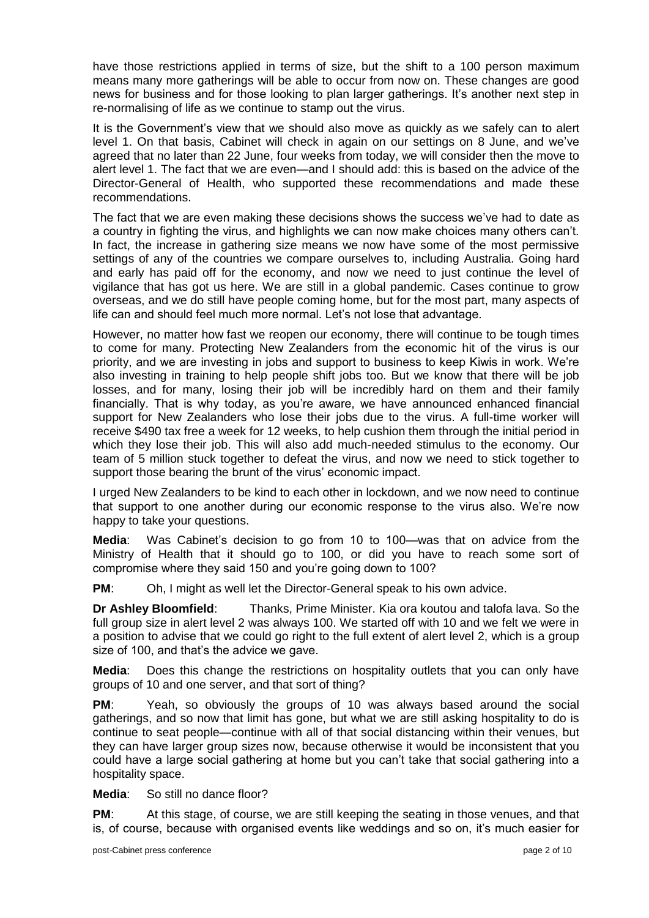have those restrictions applied in terms of size, but the shift to a 100 person maximum means many more gatherings will be able to occur from now on. These changes are good news for business and for those looking to plan larger gatherings. It's another next step in re-normalising of life as we continue to stamp out the virus.

It is the Government's view that we should also move as quickly as we safely can to alert level 1. On that basis, Cabinet will check in again on our settings on 8 June, and we've agreed that no later than 22 June, four weeks from today, we will consider then the move to alert level 1. The fact that we are even—and I should add: this is based on the advice of the Director-General of Health, who supported these recommendations and made these recommendations.

The fact that we are even making these decisions shows the success we've had to date as a country in fighting the virus, and highlights we can now make choices many others can't. In fact, the increase in gathering size means we now have some of the most permissive settings of any of the countries we compare ourselves to, including Australia. Going hard and early has paid off for the economy, and now we need to just continue the level of vigilance that has got us here. We are still in a global pandemic. Cases continue to grow overseas, and we do still have people coming home, but for the most part, many aspects of life can and should feel much more normal. Let's not lose that advantage.

However, no matter how fast we reopen our economy, there will continue to be tough times to come for many. Protecting New Zealanders from the economic hit of the virus is our priority, and we are investing in jobs and support to business to keep Kiwis in work. We're also investing in training to help people shift jobs too. But we know that there will be job losses, and for many, losing their job will be incredibly hard on them and their family financially. That is why today, as you're aware, we have announced enhanced financial support for New Zealanders who lose their jobs due to the virus. A full-time worker will receive $490 tax free a week for 12 weeks, to help cushion them through the initial period in which they lose their job. This will also add much-needed stimulus to the economy. Our team of 5 million stuck together to defeat the virus, and now we need to stick together to support those bearing the brunt of the virus' economic impact.

I urged New Zealanders to be kind to each other in lockdown, and we now need to continue that support to one another during our economic response to the virus also. We're now happy to take your questions.

**Media**: Was Cabinet's decision to go from 10 to 100—was that on advice from the Ministry of Health that it should go to 100, or did you have to reach some sort of compromise where they said 150 and you're going down to 100?

**PM**: Oh, I might as well let the Director-General speak to his own advice.

**Dr Ashley Bloomfield**: Thanks, Prime Minister. Kia ora koutou and talofa lava. So the full group size in alert level 2 was always 100. We started off with 10 and we felt we were in a position to advise that we could go right to the full extent of alert level 2, which is a group size of 100, and that's the advice we gave.

**Media**: Does this change the restrictions on hospitality outlets that you can only have groups of 10 and one server, and that sort of thing?

**PM**: Yeah, so obviously the groups of 10 was always based around the social gatherings, and so now that limit has gone, but what we are still asking hospitality to do is continue to seat people—continue with all of that social distancing within their venues, but they can have larger group sizes now, because otherwise it would be inconsistent that you could have a large social gathering at home but you can't take that social gathering into a hospitality space.

**Media**: So still no dance floor?

**PM**: At this stage, of course, we are still keeping the seating in those venues, and that is, of course, because with organised events like weddings and so on, it's much easier for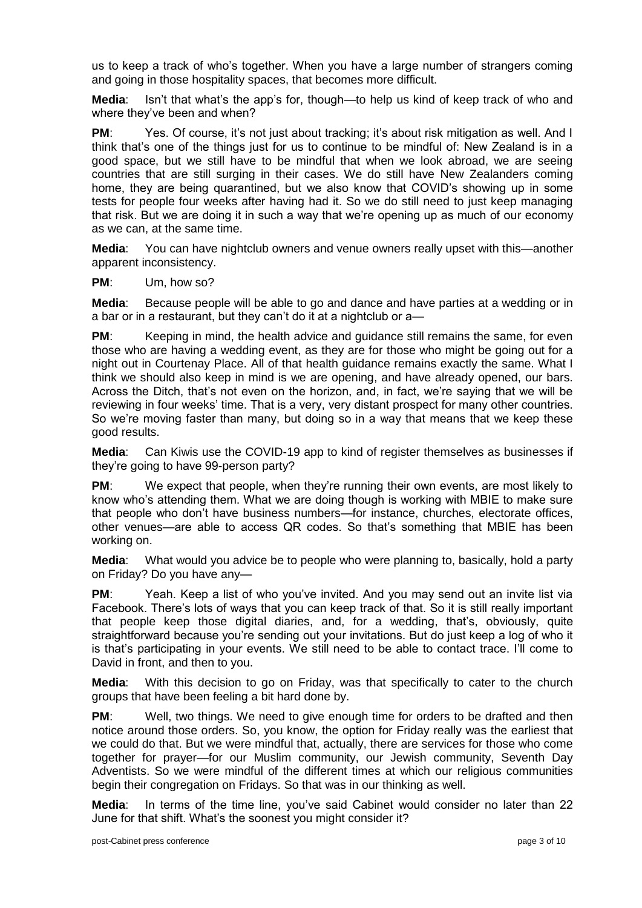us to keep a track of who's together. When you have a large number of strangers coming and going in those hospitality spaces, that becomes more difficult.

**Media**: Isn't that what's the app's for, though—to help us kind of keep track of who and where they've been and when?

**PM**: Yes. Of course, it's not just about tracking; it's about risk mitigation as well. And I think that's one of the things just for us to continue to be mindful of: New Zealand is in a good space, but we still have to be mindful that when we look abroad, we are seeing countries that are still surging in their cases. We do still have New Zealanders coming home, they are being quarantined, but we also know that COVID's showing up in some tests for people four weeks after having had it. So we do still need to just keep managing that risk. But we are doing it in such a way that we're opening up as much of our economy as we can, at the same time.

**Media**: You can have nightclub owners and venue owners really upset with this—another apparent inconsistency.

**PM**: Um, how so?

**Media**: Because people will be able to go and dance and have parties at a wedding or in a bar or in a restaurant, but they can't do it at a nightclub or a—

**PM**: Keeping in mind, the health advice and guidance still remains the same, for even those who are having a wedding event, as they are for those who might be going out for a night out in Courtenay Place. All of that health guidance remains exactly the same. What I think we should also keep in mind is we are opening, and have already opened, our bars. Across the Ditch, that's not even on the horizon, and, in fact, we're saying that we will be reviewing in four weeks' time. That is a very, very distant prospect for many other countries. So we're moving faster than many, but doing so in a way that means that we keep these good results.

**Media**: Can Kiwis use the COVID-19 app to kind of register themselves as businesses if they're going to have 99-person party?

**PM**: We expect that people, when they're running their own events, are most likely to know who's attending them. What we are doing though is working with MBIE to make sure that people who don't have business numbers—for instance, churches, electorate offices, other venues—are able to access QR codes. So that's something that MBIE has been working on.

**Media**: What would you advice be to people who were planning to, basically, hold a party on Friday? Do you have any—

**PM**: Yeah. Keep a list of who you've invited. And you may send out an invite list via Facebook. There's lots of ways that you can keep track of that. So it is still really important that people keep those digital diaries, and, for a wedding, that's, obviously, quite straightforward because you're sending out your invitations. But do just keep a log of who it is that's participating in your events. We still need to be able to contact trace. I'll come to David in front, and then to you.

**Media**: With this decision to go on Friday, was that specifically to cater to the church groups that have been feeling a bit hard done by.

**PM**: Well, two things. We need to give enough time for orders to be drafted and then notice around those orders. So, you know, the option for Friday really was the earliest that we could do that. But we were mindful that, actually, there are services for those who come together for prayer—for our Muslim community, our Jewish community, Seventh Day Adventists. So we were mindful of the different times at which our religious communities begin their congregation on Fridays. So that was in our thinking as well.

**Media**: In terms of the time line, you've said Cabinet would consider no later than 22 June for that shift. What's the soonest you might consider it?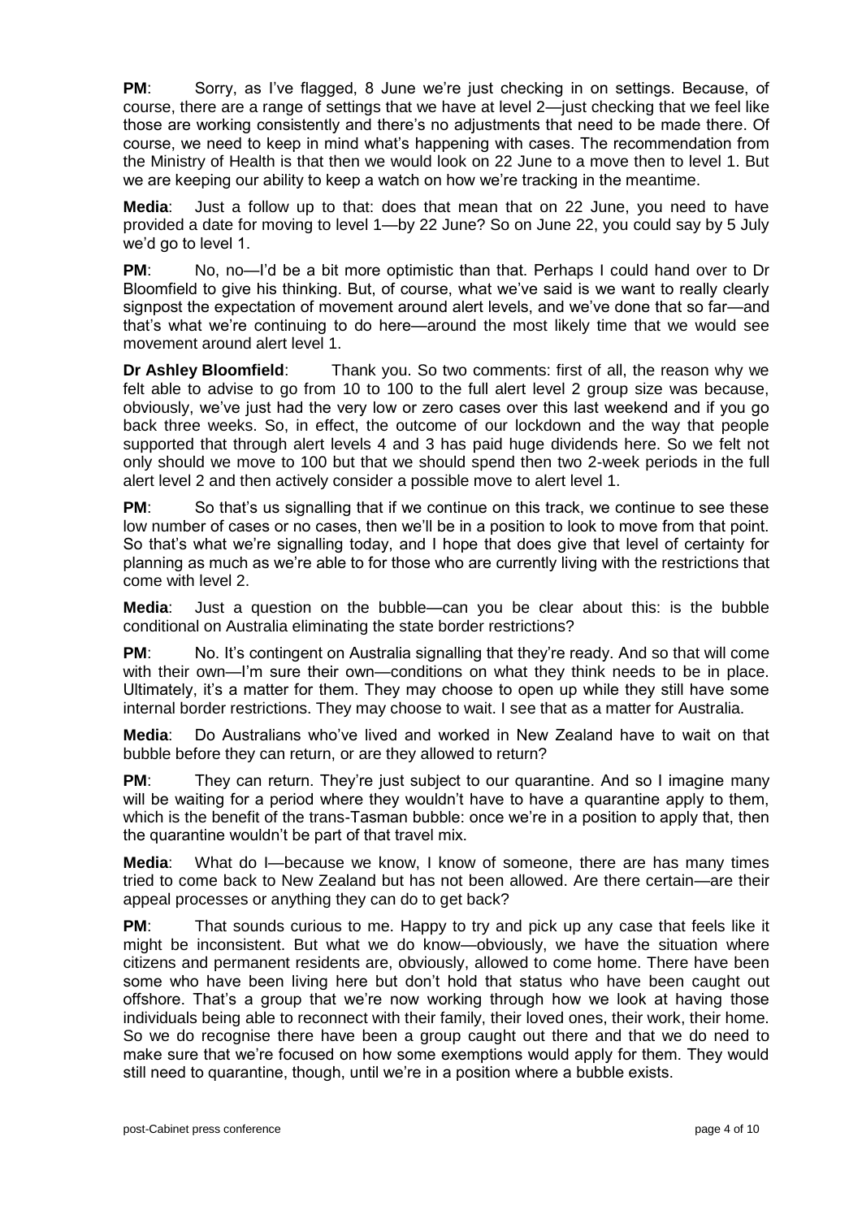**PM**: Sorry, as I've flagged, 8 June we're just checking in on settings. Because, of course, there are a range of settings that we have at level 2—just checking that we feel like those are working consistently and there's no adjustments that need to be made there. Of course, we need to keep in mind what's happening with cases. The recommendation from the Ministry of Health is that then we would look on 22 June to a move then to level 1. But we are keeping our ability to keep a watch on how we're tracking in the meantime.

**Media**: Just a follow up to that: does that mean that on 22 June, you need to have provided a date for moving to level 1—by 22 June? So on June 22, you could say by 5 July we'd go to level 1.

**PM**: No, no—I'd be a bit more optimistic than that. Perhaps I could hand over to Dr Bloomfield to give his thinking. But, of course, what we've said is we want to really clearly signpost the expectation of movement around alert levels, and we've done that so far—and that's what we're continuing to do here—around the most likely time that we would see movement around alert level 1.

**Dr Ashley Bloomfield**: Thank you. So two comments: first of all, the reason why we felt able to advise to go from 10 to 100 to the full alert level 2 group size was because, obviously, we've just had the very low or zero cases over this last weekend and if you go back three weeks. So, in effect, the outcome of our lockdown and the way that people supported that through alert levels 4 and 3 has paid huge dividends here. So we felt not only should we move to 100 but that we should spend then two 2-week periods in the full alert level 2 and then actively consider a possible move to alert level 1.

**PM**: So that's us signalling that if we continue on this track, we continue to see these low number of cases or no cases, then we'll be in a position to look to move from that point. So that's what we're signalling today, and I hope that does give that level of certainty for planning as much as we're able to for those who are currently living with the restrictions that come with level 2.

**Media**: Just a question on the bubble—can you be clear about this: is the bubble conditional on Australia eliminating the state border restrictions?

**PM**: No. It's contingent on Australia signalling that they're ready. And so that will come with their own—I'm sure their own—conditions on what they think needs to be in place. Ultimately, it's a matter for them. They may choose to open up while they still have some internal border restrictions. They may choose to wait. I see that as a matter for Australia.

**Media**: Do Australians who've lived and worked in New Zealand have to wait on that bubble before they can return, or are they allowed to return?

**PM**: They can return. They're just subject to our quarantine. And so I imagine many will be waiting for a period where they wouldn't have to have a quarantine apply to them, which is the benefit of the trans-Tasman bubble: once we're in a position to apply that, then the quarantine wouldn't be part of that travel mix.

**Media**: What do I—because we know, I know of someone, there are has many times tried to come back to New Zealand but has not been allowed. Are there certain—are their appeal processes or anything they can do to get back?

**PM**: That sounds curious to me. Happy to try and pick up any case that feels like it might be inconsistent. But what we do know—obviously, we have the situation where citizens and permanent residents are, obviously, allowed to come home. There have been some who have been living here but don't hold that status who have been caught out offshore. That's a group that we're now working through how we look at having those individuals being able to reconnect with their family, their loved ones, their work, their home. So we do recognise there have been a group caught out there and that we do need to make sure that we're focused on how some exemptions would apply for them. They would still need to quarantine, though, until we're in a position where a bubble exists.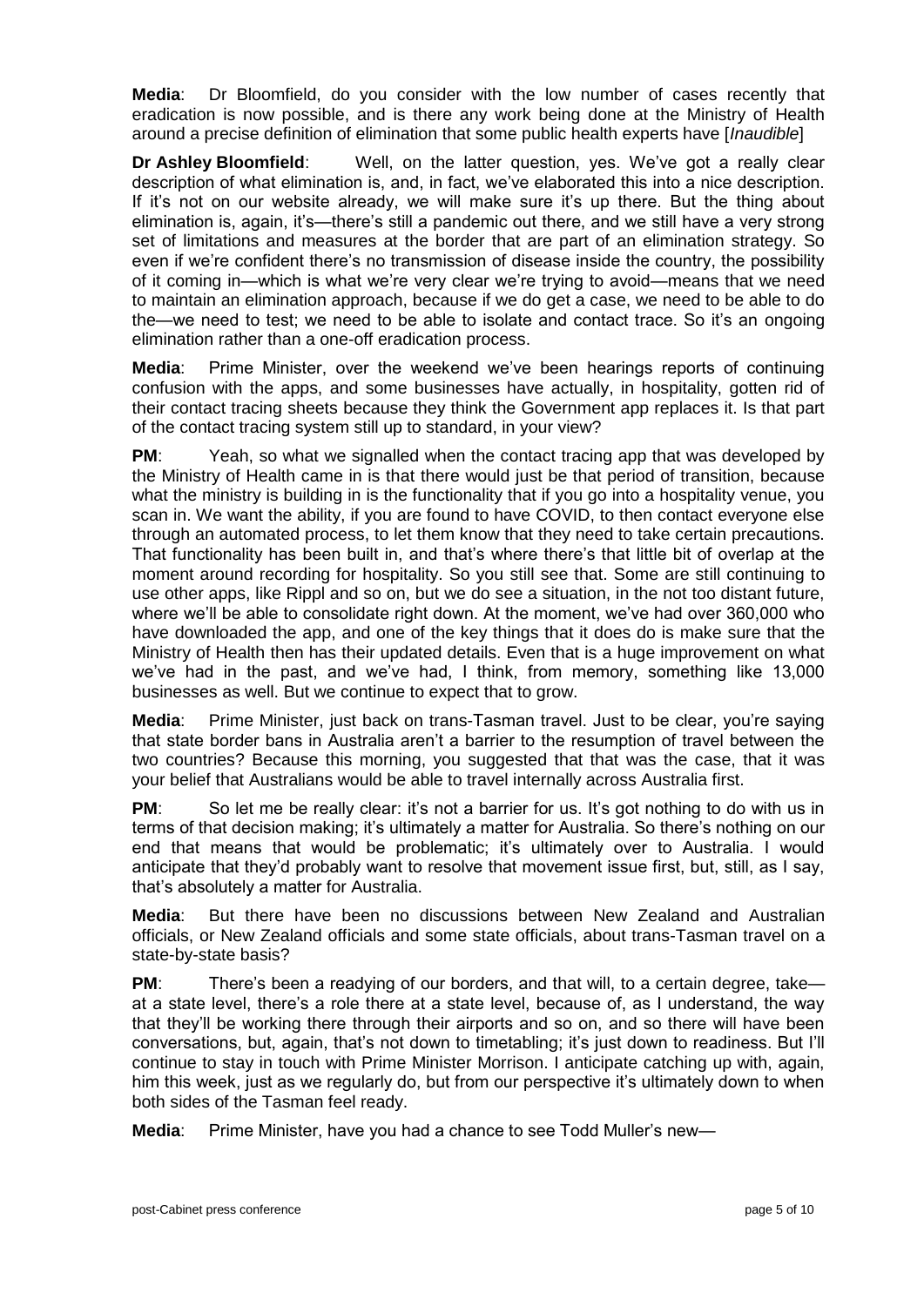**Media**: Dr Bloomfield, do you consider with the low number of cases recently that eradication is now possible, and is there any work being done at the Ministry of Health around a precise definition of elimination that some public health experts have [*Inaudible*]

**Dr Ashley Bloomfield**: Well, on the latter question, yes. We've got a really clear description of what elimination is, and, in fact, we've elaborated this into a nice description. If it's not on our website already, we will make sure it's up there. But the thing about elimination is, again, it's—there's still a pandemic out there, and we still have a very strong set of limitations and measures at the border that are part of an elimination strategy. So even if we're confident there's no transmission of disease inside the country, the possibility of it coming in—which is what we're very clear we're trying to avoid—means that we need to maintain an elimination approach, because if we do get a case, we need to be able to do the—we need to test; we need to be able to isolate and contact trace. So it's an ongoing elimination rather than a one-off eradication process.

**Media**: Prime Minister, over the weekend we've been hearings reports of continuing confusion with the apps, and some businesses have actually, in hospitality, gotten rid of their contact tracing sheets because they think the Government app replaces it. Is that part of the contact tracing system still up to standard, in your view?

**PM**: Yeah, so what we signalled when the contact tracing app that was developed by the Ministry of Health came in is that there would just be that period of transition, because what the ministry is building in is the functionality that if you go into a hospitality venue, you scan in. We want the ability, if you are found to have COVID, to then contact everyone else through an automated process, to let them know that they need to take certain precautions. That functionality has been built in, and that's where there's that little bit of overlap at the moment around recording for hospitality. So you still see that. Some are still continuing to use other apps, like Rippl and so on, but we do see a situation, in the not too distant future, where we'll be able to consolidate right down. At the moment, we've had over 360,000 who have downloaded the app, and one of the key things that it does do is make sure that the Ministry of Health then has their updated details. Even that is a huge improvement on what we've had in the past, and we've had, I think, from memory, something like 13,000 businesses as well. But we continue to expect that to grow.

**Media**: Prime Minister, just back on trans-Tasman travel. Just to be clear, you're saying that state border bans in Australia aren't a barrier to the resumption of travel between the two countries? Because this morning, you suggested that that was the case, that it was your belief that Australians would be able to travel internally across Australia first.

**PM**: So let me be really clear: it's not a barrier for us. It's got nothing to do with us in terms of that decision making; it's ultimately a matter for Australia. So there's nothing on our end that means that would be problematic; it's ultimately over to Australia. I would anticipate that they'd probably want to resolve that movement issue first, but, still, as I say, that's absolutely a matter for Australia.

**Media**: But there have been no discussions between New Zealand and Australian officials, or New Zealand officials and some state officials, about trans-Tasman travel on a state-by-state basis?

**PM**: There's been a readying of our borders, and that will, to a certain degree, take—at a state level, there's a role there at a state level, because of, as I understand, the way that they'll be working there through their airports and so on, and so there will have been conversations, but, again, that's not down to timetabling; it's just down to readiness. But I'll continue to stay in touch with Prime Minister Morrison. I anticipate catching up with, again, him this week, just as we regularly do, but from our perspective it's ultimately down to when both sides of the Tasman feel ready.

**Media**: Prime Minister, have you had a chance to see Todd Muller's new—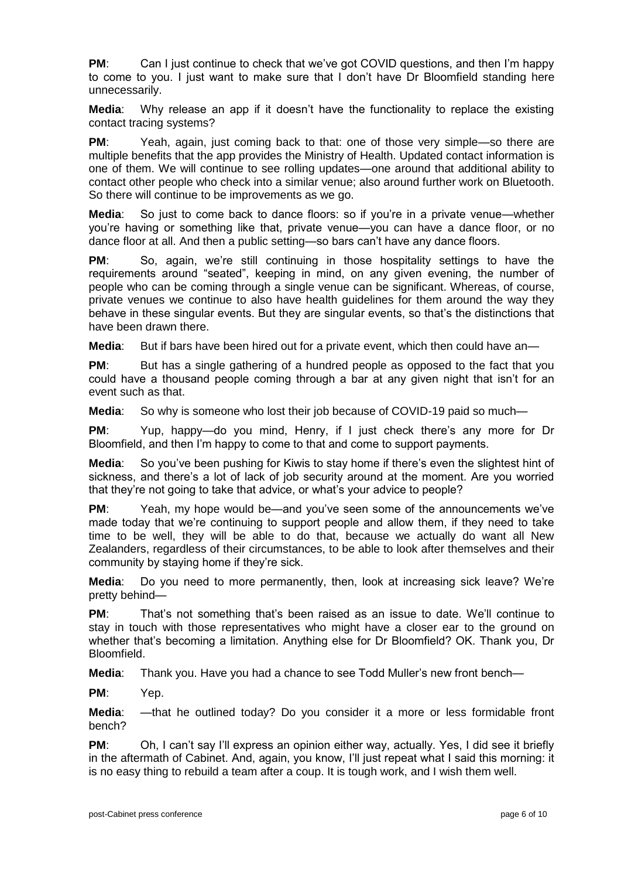**PM**: Can I just continue to check that we've got COVID questions, and then I'm happy to come to you. I just want to make sure that I don't have Dr Bloomfield standing here unnecessarily.

**Media**: Why release an app if it doesn't have the functionality to replace the existing contact tracing systems?

**PM**: Yeah, again, just coming back to that: one of those very simple—so there are multiple benefits that the app provides the Ministry of Health. Updated contact information is one of them. We will continue to see rolling updates—one around that additional ability to contact other people who check into a similar venue; also around further work on Bluetooth. So there will continue to be improvements as we go.

**Media**: So just to come back to dance floors: so if you're in a private venue—whether you're having or something like that, private venue—you can have a dance floor, or no dance floor at all. And then a public setting—so bars can't have any dance floors.

**PM**: So, again, we're still continuing in those hospitality settings to have the requirements around "seated", keeping in mind, on any given evening, the number of people who can be coming through a single venue can be significant. Whereas, of course, private venues we continue to also have health guidelines for them around the way they behave in these singular events. But they are singular events, so that's the distinctions that have been drawn there.

**Media**: But if bars have been hired out for a private event, which then could have an—

**PM**: But has a single gathering of a hundred people as opposed to the fact that you could have a thousand people coming through a bar at any given night that isn't for an event such as that.

**Media**: So why is someone who lost their job because of COVID-19 paid so much—

**PM**: Yup, happy—do you mind, Henry, if I just check there's any more for Dr Bloomfield, and then I'm happy to come to that and come to support payments.

**Media**: So you've been pushing for Kiwis to stay home if there's even the slightest hint of sickness, and there's a lot of lack of job security around at the moment. Are you worried that they're not going to take that advice, or what's your advice to people?

**PM**: Yeah, my hope would be—and you've seen some of the announcements we've made today that we're continuing to support people and allow them, if they need to take time to be well, they will be able to do that, because we actually do want all New Zealanders, regardless of their circumstances, to be able to look after themselves and their community by staying home if they're sick.

**Media**: Do you need to more permanently, then, look at increasing sick leave? We're pretty behind—

**PM**: That's not something that's been raised as an issue to date. We'll continue to stay in touch with those representatives who might have a closer ear to the ground on whether that's becoming a limitation. Anything else for Dr Bloomfield? OK. Thank you, Dr Bloomfield.

**Media**: Thank you. Have you had a chance to see Todd Muller's new front bench—

**PM**: Yep.

**Media**: —that he outlined today? Do you consider it a more or less formidable front bench?

**PM**: Oh, I can't say I'll express an opinion either way, actually. Yes, I did see it briefly in the aftermath of Cabinet. And, again, you know, I'll just repeat what I said this morning: it is no easy thing to rebuild a team after a coup. It is tough work, and I wish them well.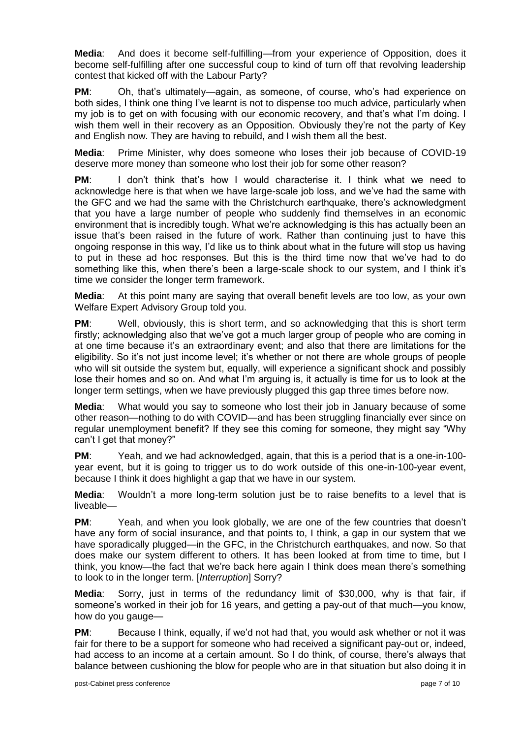**Media**: And does it become self-fulfilling—from your experience of Opposition, does it become self-fulfilling after one successful coup to kind of turn off that revolving leadership contest that kicked off with the Labour Party?

**PM**: Oh, that's ultimately—again, as someone, of course, who's had experience on both sides, I think one thing I've learnt is not to dispense too much advice, particularly when my job is to get on with focusing with our economic recovery, and that's what I'm doing. I wish them well in their recovery as an Opposition. Obviously they're not the party of Key and English now. They are having to rebuild, and I wish them all the best.

**Media**: Prime Minister, why does someone who loses their job because of COVID-19 deserve more money than someone who lost their job for some other reason?

**PM**: I don't think that's how I would characterise it. I think what we need to acknowledge here is that when we have large-scale job loss, and we've had the same with the GFC and we had the same with the Christchurch earthquake, there's acknowledgment that you have a large number of people who suddenly find themselves in an economic environment that is incredibly tough. What we're acknowledging is this has actually been an issue that's been raised in the future of work. Rather than continuing just to have this ongoing response in this way, I'd like us to think about what in the future will stop us having to put in these ad hoc responses. But this is the third time now that we've had to do something like this, when there's been a large-scale shock to our system, and I think it's time we consider the longer term framework.

**Media**: At this point many are saying that overall benefit levels are too low, as your own Welfare Expert Advisory Group told you.

**PM**: Well, obviously, this is short term, and so acknowledging that this is short term firstly; acknowledging also that we've got a much larger group of people who are coming in at one time because it's an extraordinary event; and also that there are limitations for the eligibility. So it's not just income level; it's whether or not there are whole groups of people who will sit outside the system but, equally, will experience a significant shock and possibly lose their homes and so on. And what I'm arguing is, it actually is time for us to look at the longer term settings, when we have previously plugged this gap three times before now.

**Media**: What would you say to someone who lost their job in January because of some other reason—nothing to do with COVID—and has been struggling financially ever since on regular unemployment benefit? If they see this coming for someone, they might say "Why can't I get that money?"

**PM**: Yeah, and we had acknowledged, again, that this is a period that is a one-in-100-year event, but it is going to trigger us to do work outside of this one-in-100-year event, because I think it does highlight a gap that we have in our system.

**Media**: Wouldn't a more long-term solution just be to raise benefits to a level that is liveable—

**PM**: Yeah, and when you look globally, we are one of the few countries that doesn't have any form of social insurance, and that points to, I think, a gap in our system that we have sporadically plugged—in the GFC, in the Christchurch earthquakes, and now. So that does make our system different to others. It has been looked at from time to time, but I think, you know—the fact that we're back here again I think does mean there's something to look to in the longer term. [*Interruption*] Sorry?

**Media**: Sorry, just in terms of the redundancy limit of $30,000, why is that fair, if someone's worked in their job for 16 years, and getting a pay-out of that much—you know, how do you gauge—

**PM**: Because I think, equally, if we'd not had that, you would ask whether or not it was fair for there to be a support for someone who had received a significant pay-out or, indeed, had access to an income at a certain amount. So I do think, of course, there's always that balance between cushioning the blow for people who are in that situation but also doing it in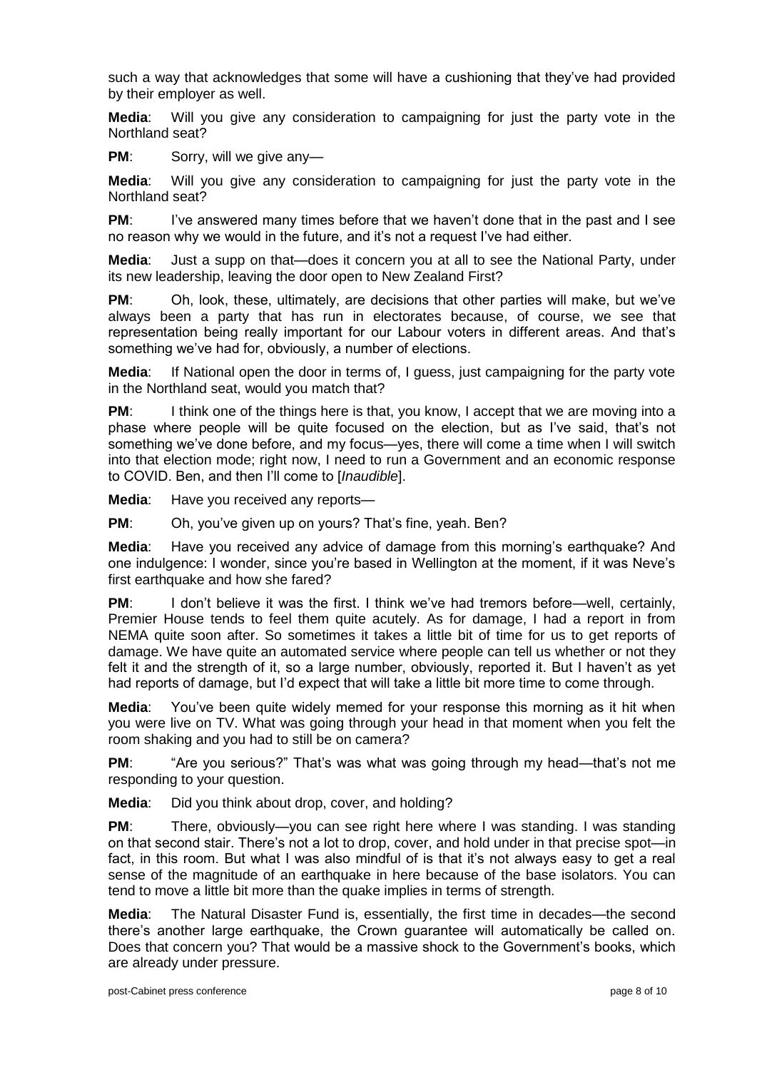such a way that acknowledges that some will have a cushioning that they've had provided by their employer as well.

**Media**: Will you give any consideration to campaigning for just the party vote in the Northland seat?

**PM**: Sorry, will we give any—

**Media**: Will you give any consideration to campaigning for just the party vote in the Northland seat?

**PM**: I've answered many times before that we haven't done that in the past and I see no reason why we would in the future, and it's not a request I've had either.

**Media**: Just a supp on that—does it concern you at all to see the National Party, under its new leadership, leaving the door open to New Zealand First?

**PM**: Oh, look, these, ultimately, are decisions that other parties will make, but we've always been a party that has run in electorates because, of course, we see that representation being really important for our Labour voters in different areas. And that's something we've had for, obviously, a number of elections.

**Media**: If National open the door in terms of, I guess, just campaigning for the party vote in the Northland seat, would you match that?

**PM**: I think one of the things here is that, you know, I accept that we are moving into a phase where people will be quite focused on the election, but as I've said, that's not something we've done before, and my focus—yes, there will come a time when I will switch into that election mode; right now, I need to run a Government and an economic response to COVID. Ben, and then I'll come to [*Inaudible*].

**Media**: Have you received any reports—

**PM**: Oh, you've given up on yours? That's fine, yeah. Ben?

**Media**: Have you received any advice of damage from this morning's earthquake? And one indulgence: I wonder, since you're based in Wellington at the moment, if it was Neve's first earthquake and how she fared?

**PM**: I don't believe it was the first. I think we've had tremors before—well, certainly, Premier House tends to feel them quite acutely. As for damage, I had a report in from NEMA quite soon after. So sometimes it takes a little bit of time for us to get reports of damage. We have quite an automated service where people can tell us whether or not they felt it and the strength of it, so a large number, obviously, reported it. But I haven't as yet had reports of damage, but I'd expect that will take a little bit more time to come through.

**Media**: You've been quite widely memed for your response this morning as it hit when you were live on TV. What was going through your head in that moment when you felt the room shaking and you had to still be on camera?

**PM**: "Are you serious?" That's was what was going through my head—that's not me responding to your question.

**Media**: Did you think about drop, cover, and holding?

**PM**: There, obviously—you can see right here where I was standing. I was standing on that second stair. There's not a lot to drop, cover, and hold under in that precise spot—in fact, in this room. But what I was also mindful of is that it's not always easy to get a real sense of the magnitude of an earthquake in here because of the base isolators. You can tend to move a little bit more than the quake implies in terms of strength.

**Media**: The Natural Disaster Fund is, essentially, the first time in decades—the second there's another large earthquake, the Crown guarantee will automatically be called on. Does that concern you? That would be a massive shock to the Government's books, which are already under pressure.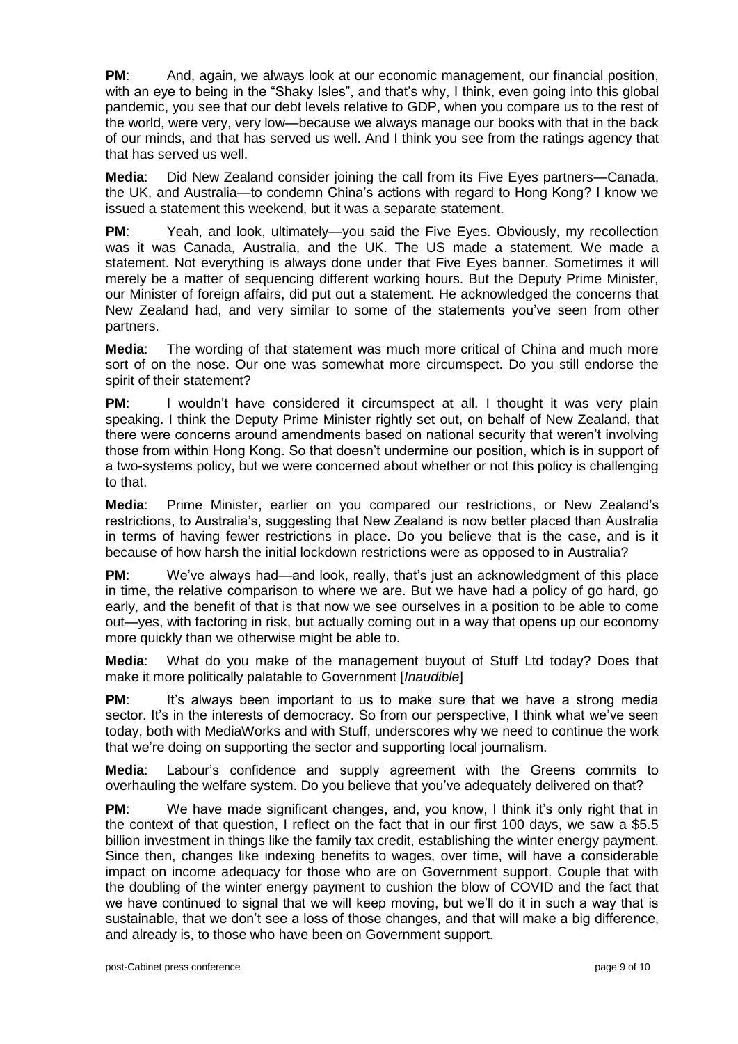**PM**: And, again, we always look at our economic management, our financial position, with an eye to being in the "Shaky Isles", and that's why, I think, even going into this global pandemic, you see that our debt levels relative to GDP, when you compare us to the rest of the world, were very, very low—because we always manage our books with that in the back of our minds, and that has served us well. And I think you see from the ratings agency that that has served us well.

**Media**: Did New Zealand consider joining the call from its Five Eyes partners—Canada, the UK, and Australia—to condemn China's actions with regard to Hong Kong? I know we issued a statement this weekend, but it was a separate statement.

**PM**: Yeah, and look, ultimately—you said the Five Eyes. Obviously, my recollection was it was Canada, Australia, and the UK. The US made a statement. We made a statement. Not everything is always done under that Five Eyes banner. Sometimes it will merely be a matter of sequencing different working hours. But the Deputy Prime Minister, our Minister of foreign affairs, did put out a statement. He acknowledged the concerns that New Zealand had, and very similar to some of the statements you've seen from other partners.

**Media**: The wording of that statement was much more critical of China and much more sort of on the nose. Our one was somewhat more circumspect. Do you still endorse the spirit of their statement?

**PM**: I wouldn't have considered it circumspect at all. I thought it was very plain speaking. I think the Deputy Prime Minister rightly set out, on behalf of New Zealand, that there were concerns around amendments based on national security that weren't involving those from within Hong Kong. So that doesn't undermine our position, which is in support of a two-systems policy, but we were concerned about whether or not this policy is challenging to that.

**Media**: Prime Minister, earlier on you compared our restrictions, or New Zealand's restrictions, to Australia's, suggesting that New Zealand is now better placed than Australia in terms of having fewer restrictions in place. Do you believe that is the case, and is it because of how harsh the initial lockdown restrictions were as opposed to in Australia?

**PM**: We've always had—and look, really, that's just an acknowledgment of this place in time, the relative comparison to where we are. But we have had a policy of go hard, go early, and the benefit of that is that now we see ourselves in a position to be able to come out—yes, with factoring in risk, but actually coming out in a way that opens up our economy more quickly than we otherwise might be able to.

**Media**: What do you make of the management buyout of Stuff Ltd today? Does that make it more politically palatable to Government [*Inaudible*]

**PM**: It's always been important to us to make sure that we have a strong media sector. It's in the interests of democracy. So from our perspective, I think what we've seen today, both with MediaWorks and with Stuff, underscores why we need to continue the work that we're doing on supporting the sector and supporting local journalism.

**Media**: Labour's confidence and supply agreement with the Greens commits to overhauling the welfare system. Do you believe that you've adequately delivered on that?

**PM**: We have made significant changes, and, you know, I think it's only right that in the context of that question, I reflect on the fact that in our first 100 days, we saw a $5.5 billion investment in things like the family tax credit, establishing the winter energy payment. Since then, changes like indexing benefits to wages, over time, will have a considerable impact on income adequacy for those who are on Government support. Couple that with the doubling of the winter energy payment to cushion the blow of COVID and the fact that we have continued to signal that we will keep moving, but we'll do it in such a way that is sustainable, that we don't see a loss of those changes, and that will make a big difference, and already is, to those who have been on Government support.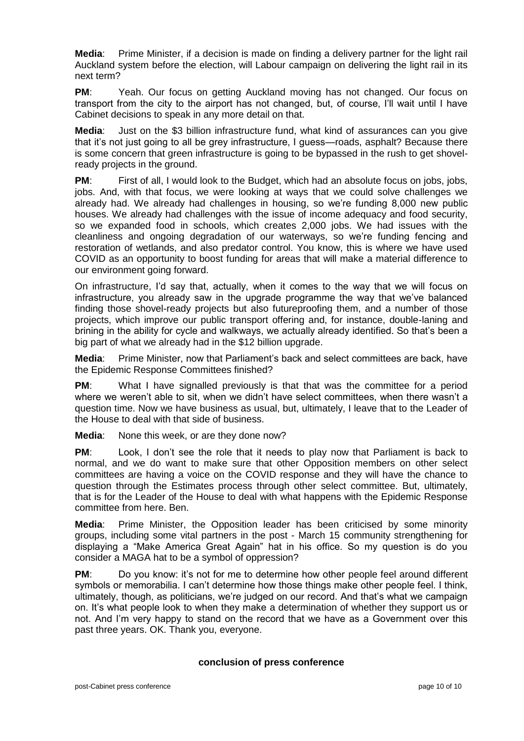**Media**: Prime Minister, if a decision is made on finding a delivery partner for the light rail Auckland system before the election, will Labour campaign on delivering the light rail in its next term?

**PM**: Yeah. Our focus on getting Auckland moving has not changed. Our focus on transport from the city to the airport has not changed, but, of course, I'll wait until I have Cabinet decisions to speak in any more detail on that.

**Media**: Just on the $3 billion infrastructure fund, what kind of assurances can you give that it's not just going to all be grey infrastructure, I guess—roads, asphalt? Because there is some concern that green infrastructure is going to be bypassed in the rush to get shovel-ready projects in the ground.

**PM**: First of all, I would look to the Budget, which had an absolute focus on jobs, jobs, jobs. And, with that focus, we were looking at ways that we could solve challenges we already had. We already had challenges in housing, so we're funding 8,000 new public houses. We already had challenges with the issue of income adequacy and food security, so we expanded food in schools, which creates 2,000 jobs. We had issues with the cleanliness and ongoing degradation of our waterways, so we're funding fencing and restoration of wetlands, and also predator control. You know, this is where we have used COVID as an opportunity to boost funding for areas that will make a material difference to our environment going forward.

On infrastructure, I'd say that, actually, when it comes to the way that we will focus on infrastructure, you already saw in the upgrade programme the way that we've balanced finding those shovel-ready projects but also futureproofing them, and a number of those projects, which improve our public transport offering and, for instance, double-laning and brining in the ability for cycle and walkways, we actually already identified. So that's been a big part of what we already had in the $12 billion upgrade.

**Media**: Prime Minister, now that Parliament's back and select committees are back, have the Epidemic Response Committees finished?

**PM**: What I have signalled previously is that that was the committee for a period where we weren't able to sit, when we didn't have select committees, when there wasn't a question time. Now we have business as usual, but, ultimately, I leave that to the Leader of the House to deal with that side of business.

**Media**: None this week, or are they done now?

**PM**: Look, I don't see the role that it needs to play now that Parliament is back to normal, and we do want to make sure that other Opposition members on other select committees are having a voice on the COVID response and they will have the chance to question through the Estimates process through other select committee. But, ultimately, that is for the Leader of the House to deal with what happens with the Epidemic Response committee from here. Ben.

**Media**: Prime Minister, the Opposition leader has been criticised by some minority groups, including some vital partners in the post - March 15 community strengthening for displaying a "Make America Great Again" hat in his office. So my question is do you consider a MAGA hat to be a symbol of oppression?

**PM**: Do you know: it's not for me to determine how other people feel around different symbols or memorabilia. I can't determine how those things make other people feel. I think, ultimately, though, as politicians, we're judged on our record. And that's what we campaign on. It's what people look to when they make a determination of whether they support us or not. And I'm very happy to stand on the record that we have as a Government over this past three years. OK. Thank you, everyone.

**conclusion of press conference**